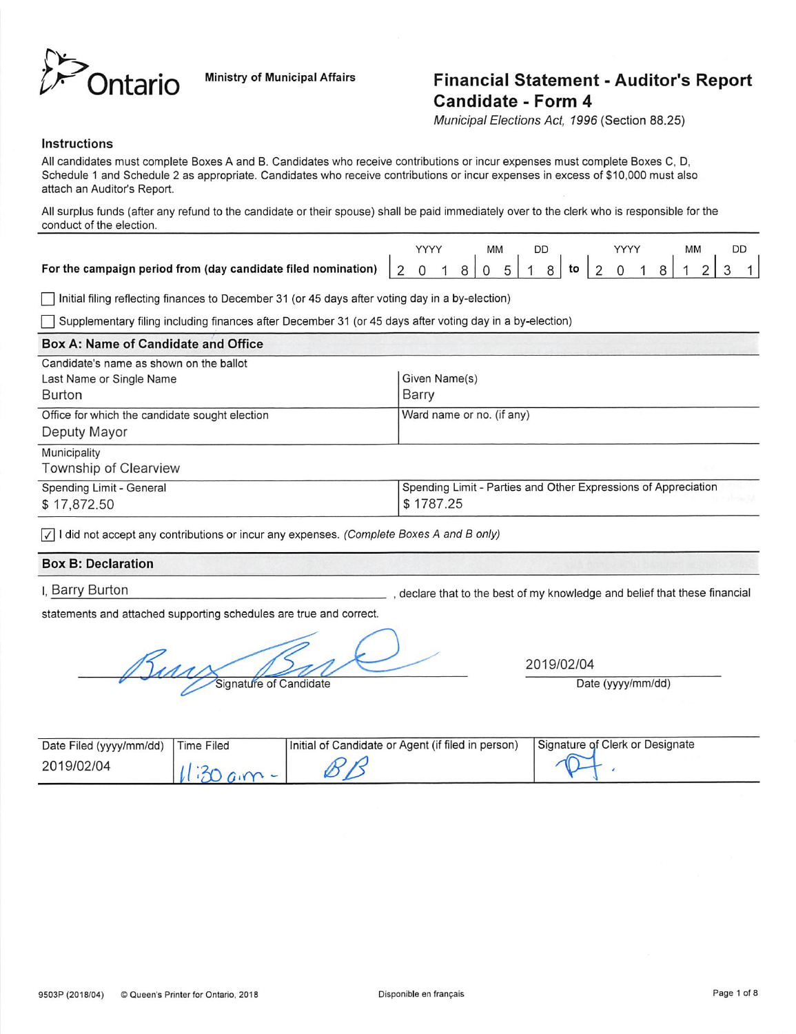Ontario | Ministry of Municipal Affairs

# Financial Statement - Auditor's Report Candidate - Form 4

*Municipal Elections Act, 1996* (Section 88.25)

## Instructions

All candidates must complete Boxes A and B. Candidates who receive contributions or incur expenses must complete Boxes C, D, Schedule 1 and Schedule 2 as appropriate. Candidates who receive contributions or incur expenses in excess of $10,000 must also attach an Auditor's Report.

All surplus funds (after any refund to the candidate or their spouse) shall be paid immediately over to the clerk who is responsible for the conduct of the election.

**For the campaign period from (day candidate filed nomination)** 2018/05/18 **to** 2018/12/31

☐ Initial filing reflecting finances to December 31 (or 45 days after voting day in a by-election)

☐ Supplementary filing including finances after December 31 (or 45 days after voting day in a by-election)

### Box A: Name of Candidate and Office

Candidate's name as shown on the ballot

| Last Name or Single Name | Given Name(s) |
|---|---|
| Burton | Barry |
| **Office for which the candidate sought election** | **Ward name or no. (if any)** |
| Deputy Mayor | |
| **Municipality** | |
| Township of Clearview | |
| **Spending Limit - General** | **Spending Limit - Parties and Other Expressions of Appreciation** |
| $ 17,872.50 | $ 1787.25 |

☑ I did not accept any contributions or incur any expenses. *(Complete Boxes A and B only)*

### Box B: Declaration

I, Barry Burton, declare that to the best of my knowledge and belief that these financial statements and attached supporting schedules are true and correct.

Signature of Candidate: [signature]

Date (yyyy/mm/dd): 2019/02/04

| Date Filed (yyyy/mm/dd) | Time Filed | Initial of Candidate or Agent (if filed in person) | Signature of Clerk or Designate |
|---|---|---|---|
| 2019/02/04 | 11:30 a.m. | BB | [signature] |

9503P (2018/04) © Queen's Printer for Ontario, 2018 — Disponible en français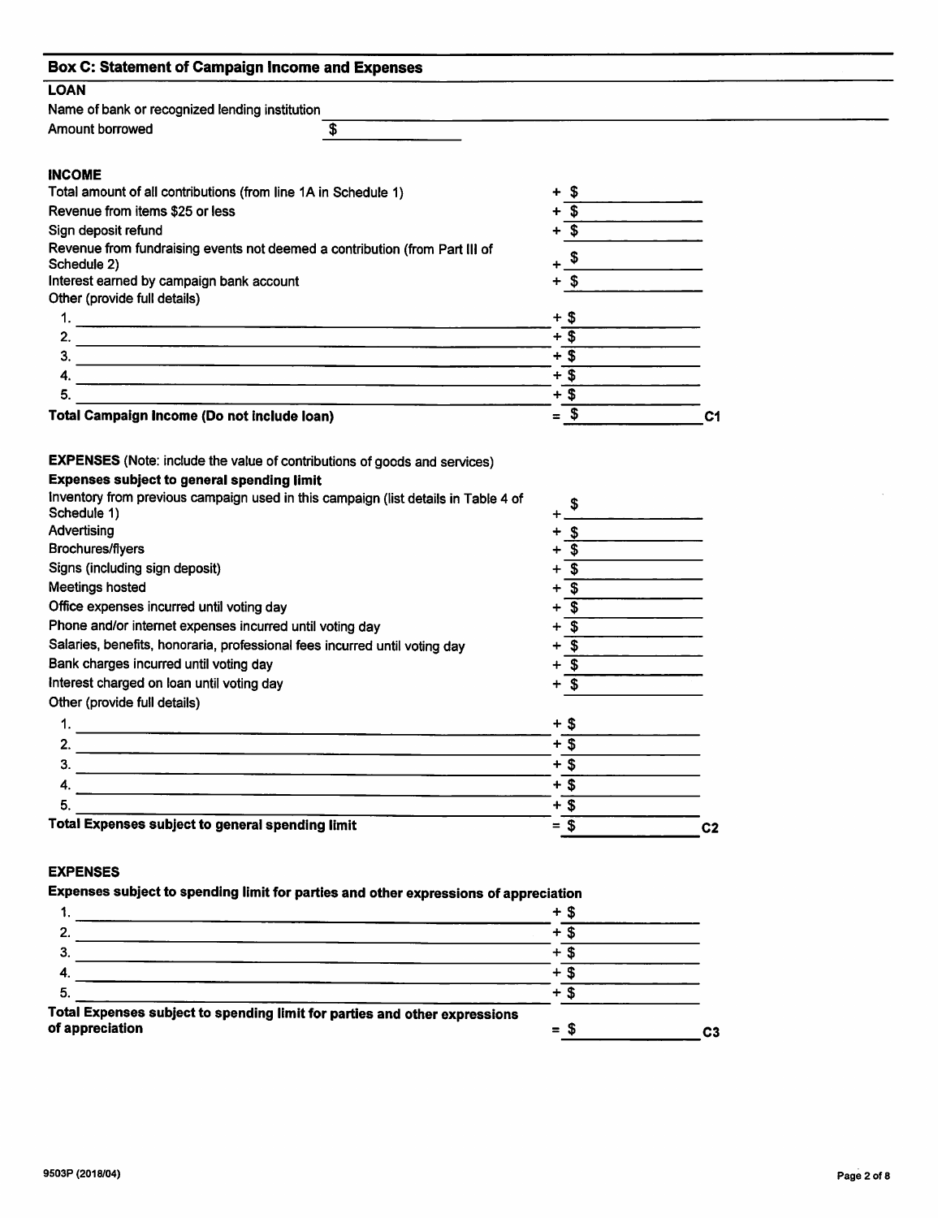## Box C: Statement of Campaign Income and Expenses

### LOAN

Name of bank or recognized lending institution ____________________

Amount borrowed $ __________

### INCOME

| | |
|---|---|
| Total amount of all contributions (from line 1A in Schedule 1) | + $ |
| Revenue from items $25 or less | + $ |
| Sign deposit refund | + $ |
| Revenue from fundraising events not deemed a contribution (from Part III of Schedule 2) | + $ |
| Interest earned by campaign bank account | + $ |
| Other (provide full details) | |
| 1. | + $ |
| 2. | + $ |
| 3. | + $ |
| 4. | + $ |
| 5. | + $ |
| **Total Campaign Income (Do not include loan)** | = $ **C1** |

**EXPENSES** (Note: include the value of contributions of goods and services)

**Expenses subject to general spending limit**

| | |
|---|---|
| Inventory from previous campaign used in this campaign (list details in Table 4 of Schedule 1) | + $ |
| Advertising | + $ |
| Brochures/flyers | + $ |
| Signs (including sign deposit) | + $ |
| Meetings hosted | + $ |
| Office expenses incurred until voting day | + $ |
| Phone and/or internet expenses incurred until voting day | + $ |
| Salaries, benefits, honoraria, professional fees incurred until voting day | + $ |
| Bank charges incurred until voting day | + $ |
| Interest charged on loan until voting day | + $ |
| Other (provide full details) | |
| 1. | + $ |
| 2. | + $ |
| 3. | + $ |
| 4. | + $ |
| 5. | + $ |
| **Total Expenses subject to general spending limit** | = $ **C2** |

### EXPENSES

**Expenses subject to spending limit for parties and other expressions of appreciation**

| | |
|---|---|
| 1. | + $ |
| 2. | + $ |
| 3. | + $ |
| 4. | + $ |
| 5. | + $ |
| **Total Expenses subject to spending limit for parties and other expressions of appreciation** | = $ **C3** |

9503P (2018/04)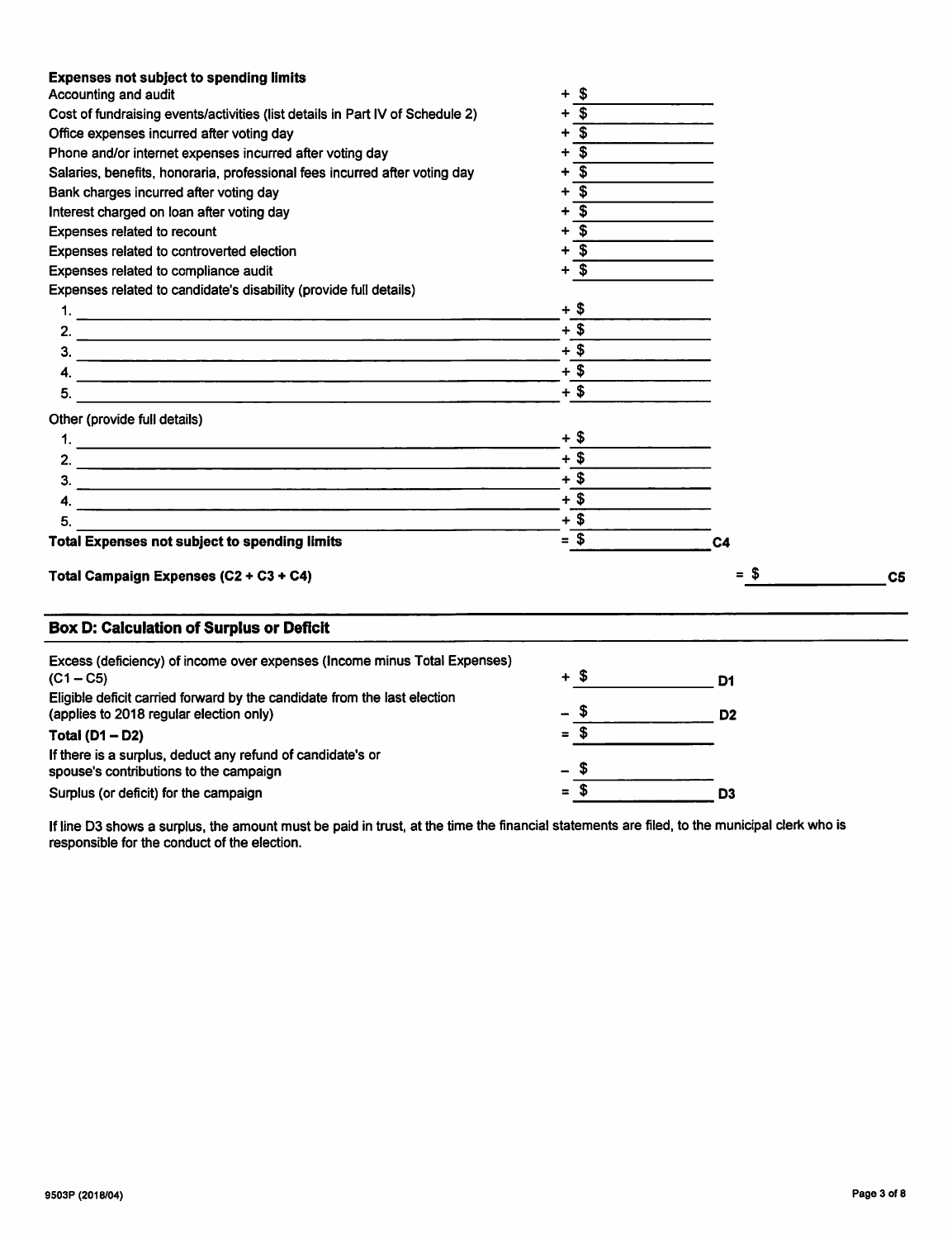**Expenses not subject to spending limits**

| | | | |
|---|---|---|---|
| Accounting and audit | + $ | | |
| Cost of fundraising events/activities (list details in Part IV of Schedule 2) | + $ | | |
| Office expenses incurred after voting day | + $ | | |
| Phone and/or internet expenses incurred after voting day | + $ | | |
| Salaries, benefits, honoraria, professional fees incurred after voting day | + $ | | |
| Bank charges incurred after voting day | + $ | | |
| Interest charged on loan after voting day | + $ | | |
| Expenses related to recount | + $ | | |
| Expenses related to controverted election | + $ | | |
| Expenses related to compliance audit | + $ | | |
| Expenses related to candidate's disability (provide full details) | | | |
| 1. | + $ | | |
| 2. | + $ | | |
| 3. | + $ | | |
| 4. | + $ | | |
| 5. | + $ | | |
| Other (provide full details) | | | |
| 1. | + $ | | |
| 2. | + $ | | |
| 3. | + $ | | |
| 4. | + $ | | |
| 5. | + $ | | |
| **Total Expenses not subject to spending limits** | = $ | C4 | |
| **Total Campaign Expenses (C2 + C3 + C4)** | | = $ | C5 |

## Box D: Calculation of Surplus or Deficit

| | | |
|---|---|---|
| Excess (deficiency) of income over expenses (Income minus Total Expenses) (C1 – C5) | + $ | D1 |
| Eligible deficit carried forward by the candidate from the last election (applies to 2018 regular election only) | – $ | D2 |
| **Total (D1 – D2)** | = $ | |
| If there is a surplus, deduct any refund of candidate's or spouse's contributions to the campaign | – $ | |
| Surplus (or deficit) for the campaign | = $ | D3 |

If line D3 shows a surplus, the amount must be paid in trust, at the time the financial statements are filed, to the municipal clerk who is responsible for the conduct of the election.

9503P (2018/04)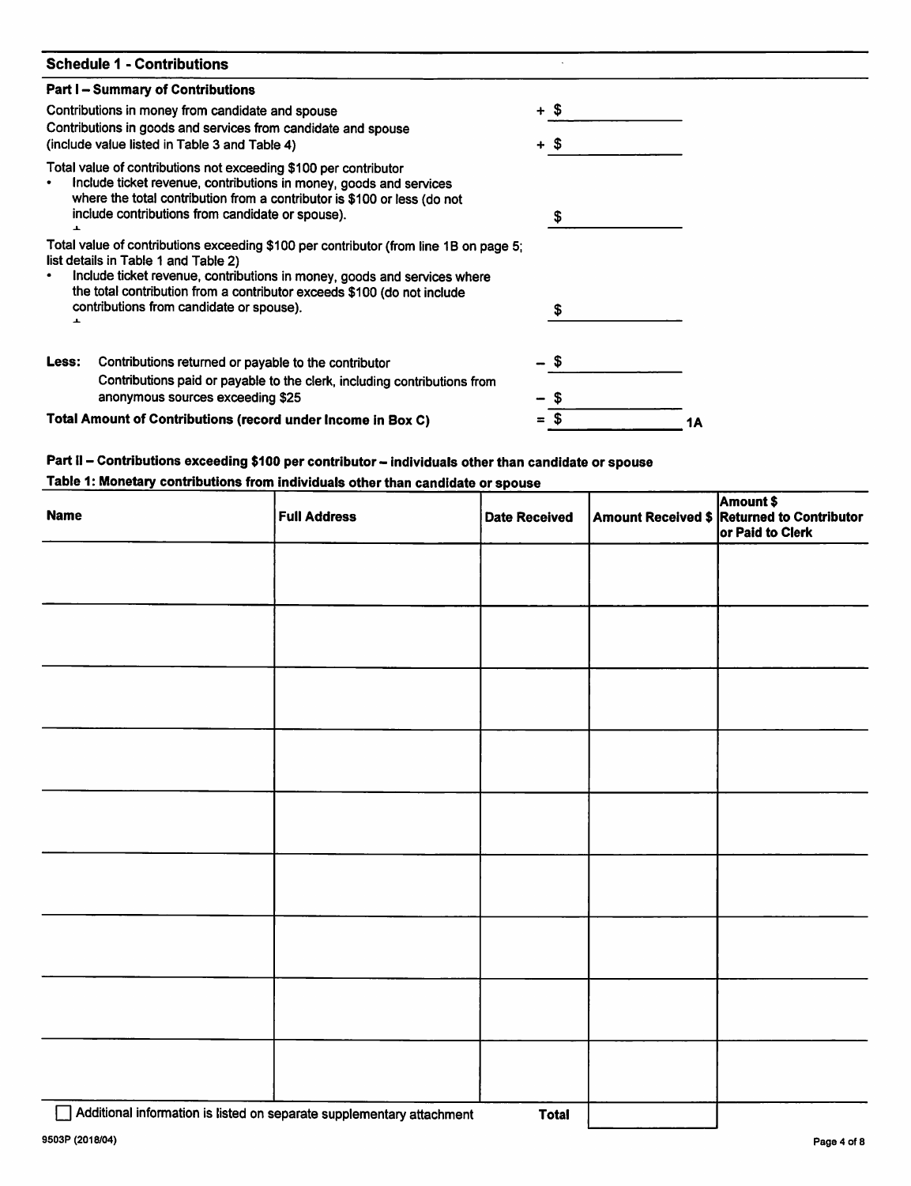## Schedule 1 - Contributions

### Part I – Summary of Contributions

| | |
|---|---|
| Contributions in money from candidate and spouse | + $ |
| Contributions in goods and services from candidate and spouse (include value listed in Table 3 and Table 4) | + $ |
| Total value of contributions not exceeding $100 per contributor<br>• Include ticket revenue, contributions in money, goods and services where the total contribution from a contributor is $100 or less (do not include contributions from candidate or spouse). | $ |
| Total value of contributions exceeding $100 per contributor (from line 1B on page 5; list details in Table 1 and Table 2)<br>• Include ticket revenue, contributions in money, goods and services where the total contribution from a contributor exceeds $100 (do not include contributions from candidate or spouse). | $ |
| **Less:** Contributions returned or payable to the contributor | – $ |
| Contributions paid or payable to the clerk, including contributions from anonymous sources exceeding $25 | – $ |
| **Total Amount of Contributions (record under Income in Box C)** | = $ **1A** |

### Part II – Contributions exceeding $100 per contributor – individuals other than candidate or spouse

**Table 1: Monetary contributions from individuals other than candidate or spouse**

| Name | Full Address | Date Received | Amount Received $ | Amount $ Returned to Contributor or Paid to Clerk |
|---|---|---|---|---|
| | | | | |
| | | | | |
| | | | | |
| | | | | |
| | | | | |
| | | | | |
| | | | | |
| | | | | |
| | | | | |
| ☐ Additional information is listed on separate supplementary attachment | | **Total** | | |

9503P (2018/04)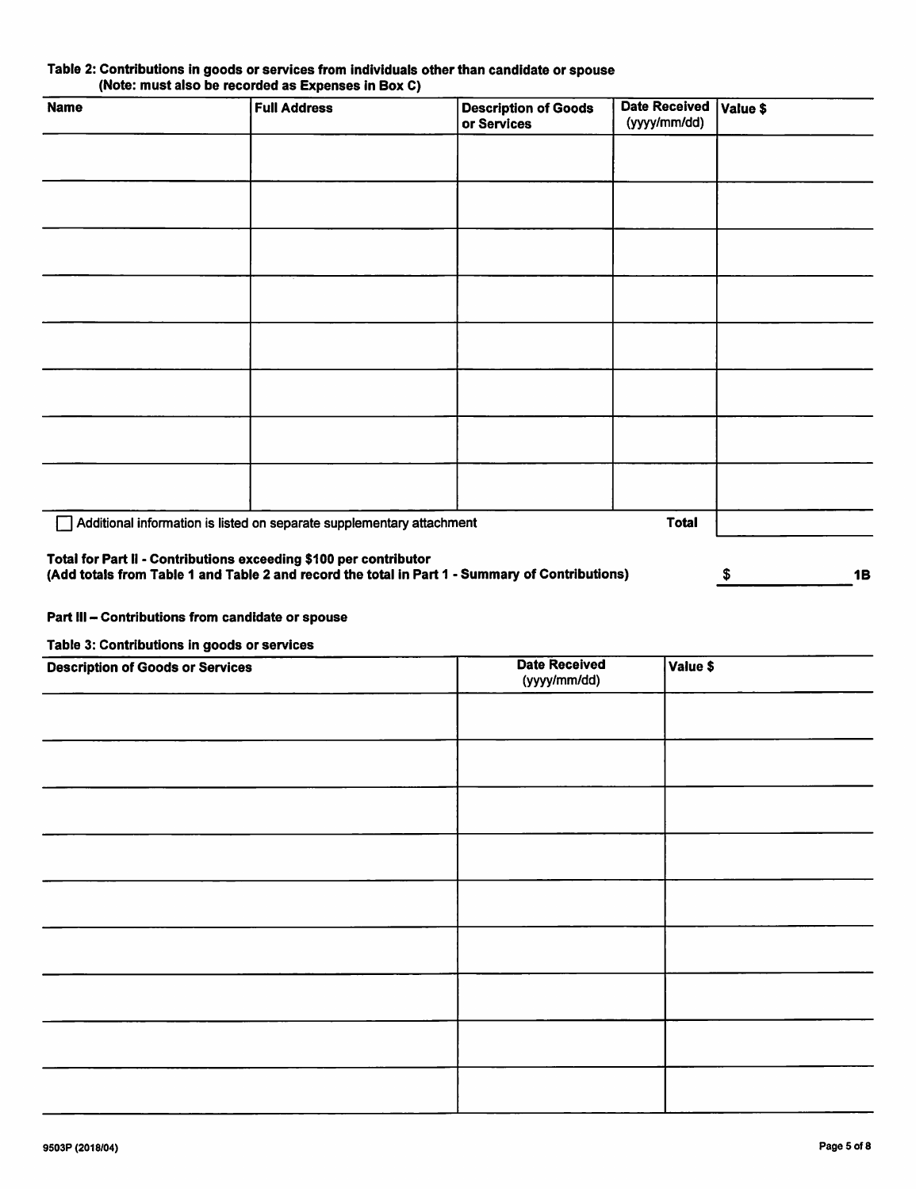**Table 2: Contributions in goods or services from individuals other than candidate or spouse**
**(Note: must also be recorded as Expenses in Box C)**

| Name | Full Address | Description of Goods or Services | Date Received (yyyy/mm/dd) | Value $ |
|---|---|---|---|---|
| | | | | |
| | | | | |
| | | | | |
| | | | | |
| | | | | |
| | | | | |
| | | | | |
| | | | | |
| ☐ Additional information is listed on separate supplementary attachment | | | Total | |

**Total for Part II - Contributions exceeding $100 per contributor**
**(Add totals from Table 1 and Table 2 and record the total in Part 1 - Summary of Contributions)** **$ ____________ 1B**

**Part III – Contributions from candidate or spouse**

**Table 3: Contributions in goods or services**

| Description of Goods or Services | Date Received (yyyy/mm/dd) | Value $ |
|---|---|---|
| | | |
| | | |
| | | |
| | | |
| | | |
| | | |
| | | |
| | | |
| | | |

9503P (2018/04)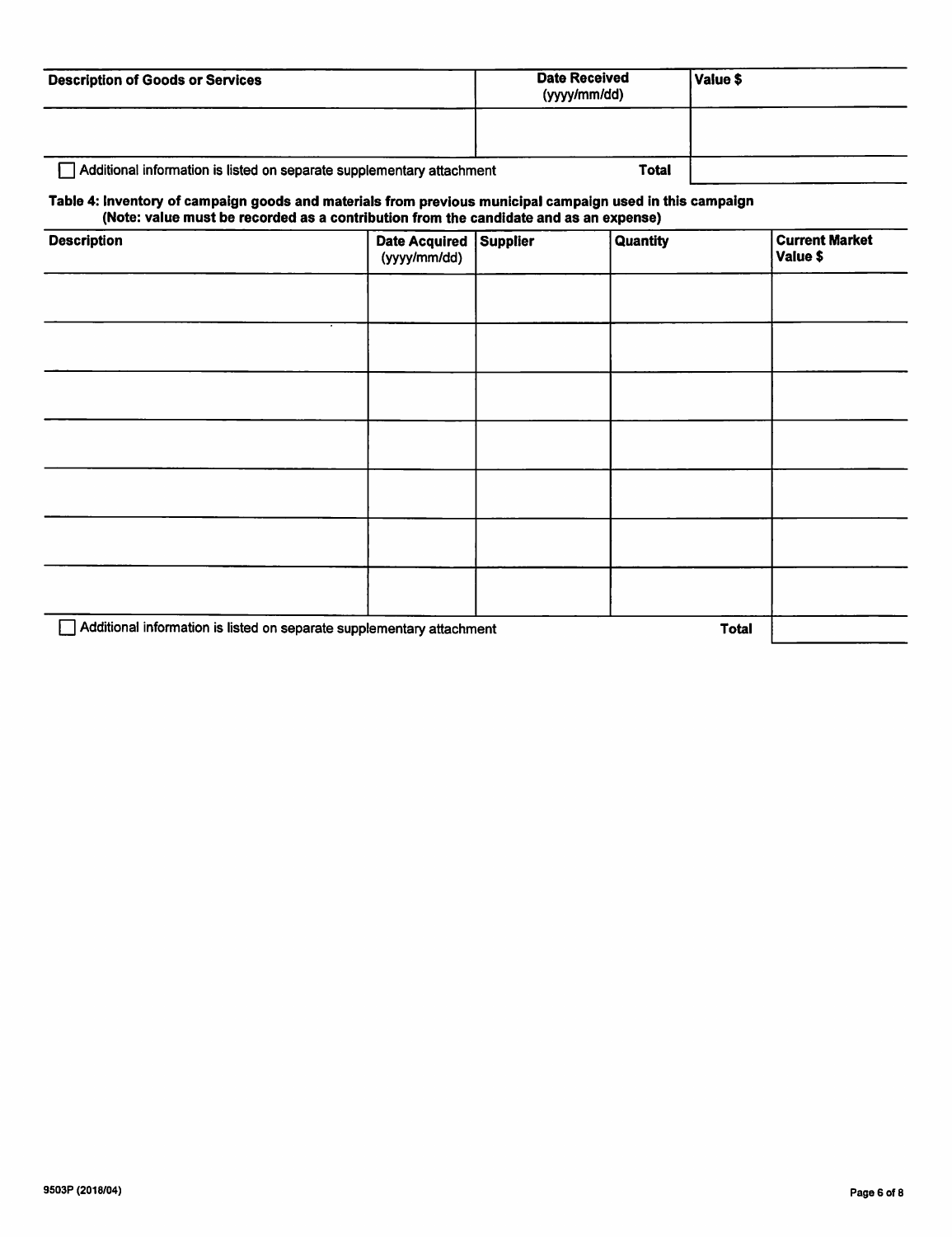| Description of Goods or Services | Date Received (yyyy/mm/dd) | Value $ |
|---|---|---|
| | | |

☐ Additional information is listed on separate supplementary attachment **Total**

**Table 4: Inventory of campaign goods and materials from previous municipal campaign used in this campaign (Note: value must be recorded as a contribution from the candidate and as an expense)**

| Description | Date Acquired (yyyy/mm/dd) | Supplier | Quantity | Current Market Value $ |
|---|---|---|---|---|
| | | | | |
| | | | | |
| | | | | |
| | | | | |
| | | | | |
| | | | | |
| | | | | |

☐ Additional information is listed on separate supplementary attachment **Total**

9503P (2018/04)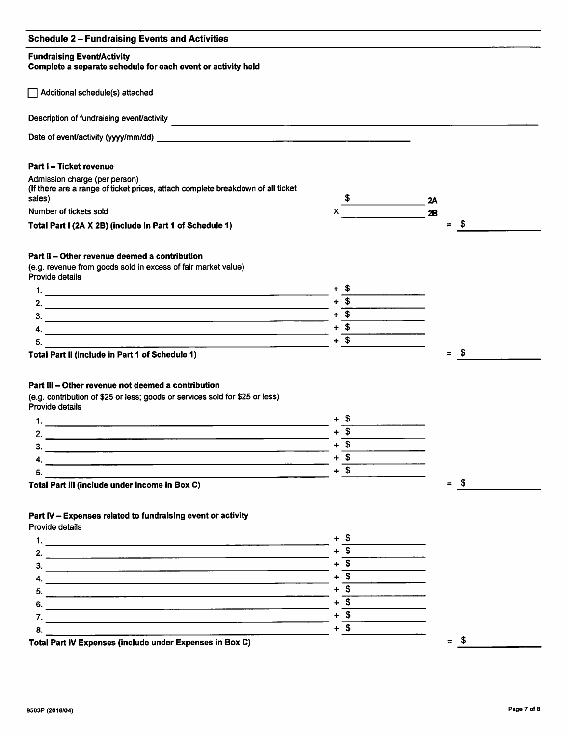## Schedule 2 – Fundraising Events and Activities

**Fundraising Event/Activity**
**Complete a separate schedule for each event or activity held**

☐ Additional schedule(s) attached

Description of fundraising event/activity ____________________

Date of event/activity (yyyy/mm/dd) ____________________

**Part I – Ticket revenue**

| | | | |
|---|---|---|---|
| Admission charge (per person)<br>(If there are a range of ticket prices, attach complete breakdown of all ticket sales) | $ ______ | 2A | |
| Number of tickets sold | x ______ | 2B | |
| **Total Part I (2A X 2B) (include in Part 1 of Schedule 1)** | | | = $ ______ |

**Part II – Other revenue deemed a contribution**

(e.g. revenue from goods sold in excess of fair market value)
Provide details

| | | |
|---|---|---|
| 1. ______ | + $ ______ | |
| 2. ______ | + $ ______ | |
| 3. ______ | + $ ______ | |
| 4. ______ | + $ ______ | |
| 5. ______ | + $ ______ | |
| **Total Part II (include in Part 1 of Schedule 1)** | | = $ ______ |

**Part III – Other revenue not deemed a contribution**

(e.g. contribution of $25 or less; goods or services sold for $25 or less)
Provide details

| | | |
|---|---|---|
| 1. ______ | + $ ______ | |
| 2. ______ | + $ ______ | |
| 3. ______ | + $ ______ | |
| 4. ______ | + $ ______ | |
| 5. ______ | + $ ______ | |
| **Total Part III (include under Income in Box C)** | | = $ ______ |

**Part IV – Expenses related to fundraising event or activity**

Provide details

| | | |
|---|---|---|
| 1. ______ | + $ ______ | |
| 2. ______ | + $ ______ | |
| 3. ______ | + $ ______ | |
| 4. ______ | + $ ______ | |
| 5. ______ | + $ ______ | |
| 6. ______ | + $ ______ | |
| 7. ______ | + $ ______ | |
| 8. ______ | + $ ______ | |
| **Total Part IV Expenses (include under Expenses in Box C)** | | = $ ______ |

9503P (2018/04)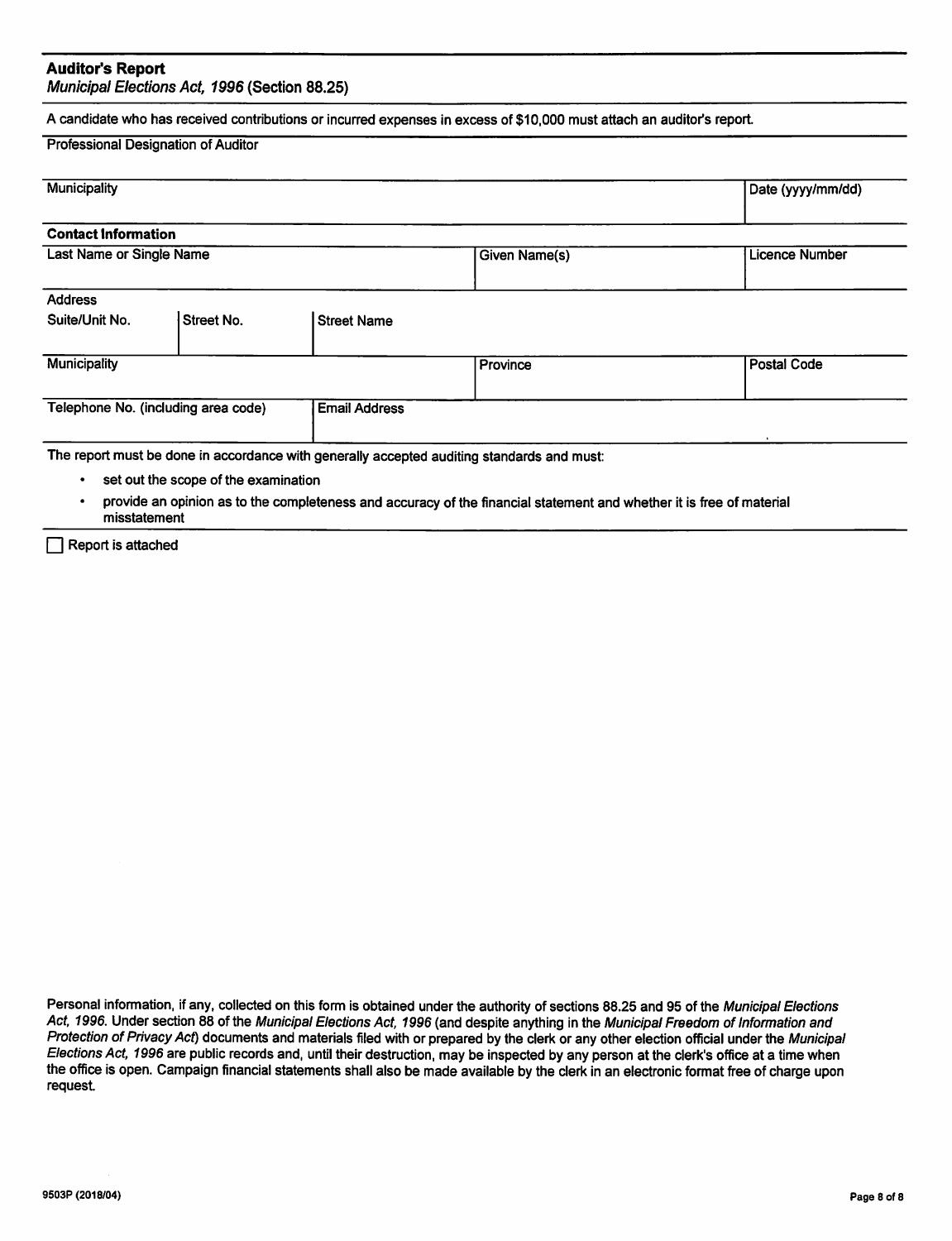## Auditor's Report

*Municipal Elections Act, 1996* (Section 88.25)

A candidate who has received contributions or incurred expenses in excess of $10,000 must attach an auditor's report.

Professional Designation of Auditor

| Municipality | Date (yyyy/mm/dd) |
|---|---|
| | |

**Contact Information**

| Last Name or Single Name | Given Name(s) | Licence Number |
|---|---|---|
| | | |

Address

| Suite/Unit No. | Street No. | Street Name |
|---|---|---|
| | | |

| Municipality | Province | Postal Code |
|---|---|---|
| | | |

| Telephone No. (including area code) | Email Address |
|---|---|
| | |

The report must be done in accordance with generally accepted auditing standards and must:

- set out the scope of the examination
- provide an opinion as to the completeness and accuracy of the financial statement and whether it is free of material misstatement

☐ Report is attached

Personal information, if any, collected on this form is obtained under the authority of sections 88.25 and 95 of the *Municipal Elections Act, 1996*. Under section 88 of the *Municipal Elections Act, 1996* (and despite anything in the *Municipal Freedom of Information and Protection of Privacy Act*) documents and materials filed with or prepared by the clerk or any other election official under the *Municipal Elections Act, 1996* are public records and, until their destruction, may be inspected by any person at the clerk's office at a time when the office is open. Campaign financial statements shall also be made available by the clerk in an electronic format free of charge upon request.

9503P (2018/04)